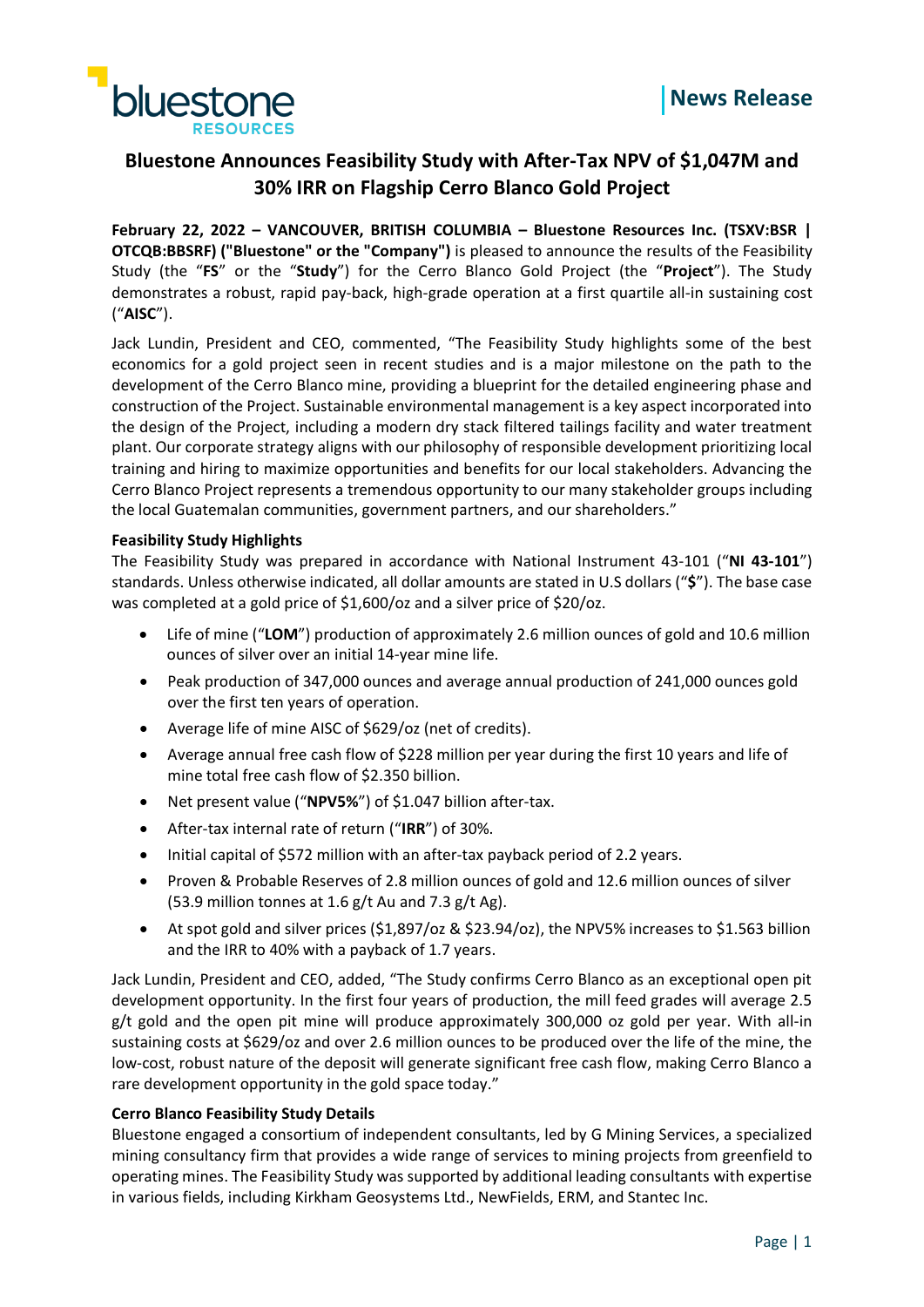News Release

# Bluestone Announces Feasibility Study with After-Tax NPV of $1,047M and 30% IRR on Flagship Cerro Blanco Gold Project

**February 22, 2022 – VANCOUVER, BRITISH COLUMBIA – Bluestone Resources Inc. (TSXV:BSR | OTCQB:BBSRF) ("Bluestone" or the "Company")** is pleased to announce the results of the Feasibility Study (the "**FS**" or the "**Study**") for the Cerro Blanco Gold Project (the "**Project**"). The Study demonstrates a robust, rapid pay-back, high-grade operation at a first quartile all-in sustaining cost ("**AISC**").

Jack Lundin, President and CEO, commented, "The Feasibility Study highlights some of the best economics for a gold project seen in recent studies and is a major milestone on the path to the development of the Cerro Blanco mine, providing a blueprint for the detailed engineering phase and construction of the Project. Sustainable environmental management is a key aspect incorporated into the design of the Project, including a modern dry stack filtered tailings facility and water treatment plant. Our corporate strategy aligns with our philosophy of responsible development prioritizing local training and hiring to maximize opportunities and benefits for our local stakeholders. Advancing the Cerro Blanco Project represents a tremendous opportunity to our many stakeholder groups including the local Guatemalan communities, government partners, and our shareholders."

**Feasibility Study Highlights**

The Feasibility Study was prepared in accordance with National Instrument 43-101 ("**NI 43-101**") standards. Unless otherwise indicated, all dollar amounts are stated in U.S dollars ("**$**"). The base case was completed at a gold price of $1,600/oz and a silver price of $20/oz.

- Life of mine ("**LOM**") production of approximately 2.6 million ounces of gold and 10.6 million ounces of silver over an initial 14-year mine life.
- Peak production of 347,000 ounces and average annual production of 241,000 ounces gold over the first ten years of operation.
- Average life of mine AISC of $629/oz (net of credits).
- Average annual free cash flow of $228 million per year during the first 10 years and life of mine total free cash flow of $2.350 billion.
- Net present value ("**NPV5%**") of $1.047 billion after-tax.
- After-tax internal rate of return ("**IRR**") of 30%.
- Initial capital of $572 million with an after-tax payback period of 2.2 years.
- Proven & Probable Reserves of 2.8 million ounces of gold and 12.6 million ounces of silver (53.9 million tonnes at 1.6 g/t Au and 7.3 g/t Ag).
- At spot gold and silver prices ($1,897/oz & $23.94/oz), the NPV5% increases to $1.563 billion and the IRR to 40% with a payback of 1.7 years.

Jack Lundin, President and CEO, added, "The Study confirms Cerro Blanco as an exceptional open pit development opportunity. In the first four years of production, the mill feed grades will average 2.5 g/t gold and the open pit mine will produce approximately 300,000 oz gold per year. With all-in sustaining costs at $629/oz and over 2.6 million ounces to be produced over the life of the mine, the low-cost, robust nature of the deposit will generate significant free cash flow, making Cerro Blanco a rare development opportunity in the gold space today."

**Cerro Blanco Feasibility Study Details**

Bluestone engaged a consortium of independent consultants, led by G Mining Services, a specialized mining consultancy firm that provides a wide range of services to mining projects from greenfield to operating mines. The Feasibility Study was supported by additional leading consultants with expertise in various fields, including Kirkham Geosystems Ltd., NewFields, ERM, and Stantec Inc.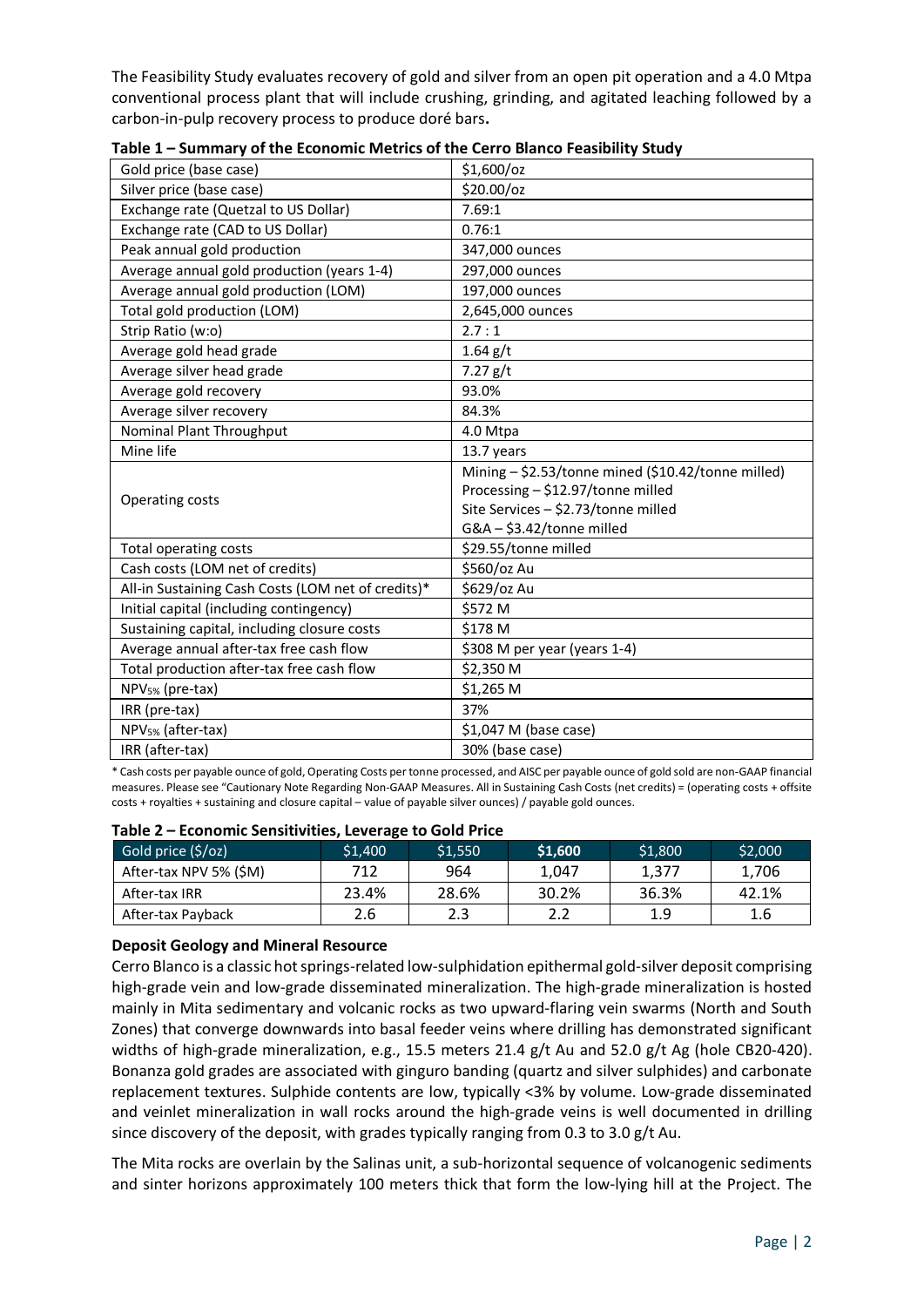The Feasibility Study evaluates recovery of gold and silver from an open pit operation and a 4.0 Mtpa conventional process plant that will include crushing, grinding, and agitated leaching followed by a carbon-in-pulp recovery process to produce doré bars**.**

**Table 1 – Summary of the Economic Metrics of the Cerro Blanco Feasibility Study**

| | |
|---|---|
| Gold price (base case) | \$1,600/oz |
| Silver price (base case) | \$20.00/oz |
| Exchange rate (Quetzal to US Dollar) | 7.69:1 |
| Exchange rate (CAD to US Dollar) | 0.76:1 |
| Peak annual gold production | 347,000 ounces |
| Average annual gold production (years 1-4) | 297,000 ounces |
| Average annual gold production (LOM) | 197,000 ounces |
| Total gold production (LOM) | 2,645,000 ounces |
| Strip Ratio (w:o) | 2.7 : 1 |
| Average gold head grade | 1.64 g/t |
| Average silver head grade | 7.27 g/t |
| Average gold recovery | 93.0% |
| Average silver recovery | 84.3% |
| Nominal Plant Throughput | 4.0 Mtpa |
| Mine life | 13.7 years |
| Operating costs | Mining – \$2.53/tonne mined (\$10.42/tonne milled)<br>Processing – \$12.97/tonne milled<br>Site Services – \$2.73/tonne milled<br>G&A – \$3.42/tonne milled |
| Total operating costs | \$29.55/tonne milled |
| Cash costs (LOM net of credits) | \$560/oz Au |
| All-in Sustaining Cash Costs (LOM net of credits)* | \$629/oz Au |
| Initial capital (including contingency) | \$572 M |
| Sustaining capital, including closure costs | \$178 M |
| Average annual after-tax free cash flow | \$308 M per year (years 1-4) |
| Total production after-tax free cash flow | \$2,350 M |
| $NPV_{5\%}$ (pre-tax) | \$1,265 M |
| IRR (pre-tax) | 37% |
| $NPV_{5\%}$ (after-tax) | \$1,047 M (base case) |
| IRR (after-tax) | 30% (base case) |

\* Cash costs per payable ounce of gold, Operating Costs per tonne processed, and AISC per payable ounce of gold sold are non-GAAP financial measures. Please see "Cautionary Note Regarding Non-GAAP Measures. All in Sustaining Cash Costs (net credits) = (operating costs + offsite costs + royalties + sustaining and closure capital – value of payable silver ounces) / payable gold ounces.

**Table 2 – Economic Sensitivities, Leverage to Gold Price**

| Gold price (\$/oz) | \$1,400 | \$1,550 | **\$1,600** | \$1,800 | \$2,000 |
|---|---|---|---|---|---|
| After-tax NPV 5% (\$M) | 712 | 964 | 1,047 | 1,377 | 1,706 |
| After-tax IRR | 23.4% | 28.6% | 30.2% | 36.3% | 42.1% |
| After-tax Payback | 2.6 | 2.3 | 2.2 | 1.9 | 1.6 |

**Deposit Geology and Mineral Resource**

Cerro Blanco is a classic hot springs-related low-sulphidation epithermal gold-silver deposit comprising high-grade vein and low-grade disseminated mineralization. The high-grade mineralization is hosted mainly in Mita sedimentary and volcanic rocks as two upward-flaring vein swarms (North and South Zones) that converge downwards into basal feeder veins where drilling has demonstrated significant widths of high-grade mineralization, e.g., 15.5 meters 21.4 g/t Au and 52.0 g/t Ag (hole CB20-420). Bonanza gold grades are associated with ginguro banding (quartz and silver sulphides) and carbonate replacement textures. Sulphide contents are low, typically <3% by volume. Low-grade disseminated and veinlet mineralization in wall rocks around the high-grade veins is well documented in drilling since discovery of the deposit, with grades typically ranging from 0.3 to 3.0 g/t Au.

The Mita rocks are overlain by the Salinas unit, a sub-horizontal sequence of volcanogenic sediments and sinter horizons approximately 100 meters thick that form the low-lying hill at the Project. The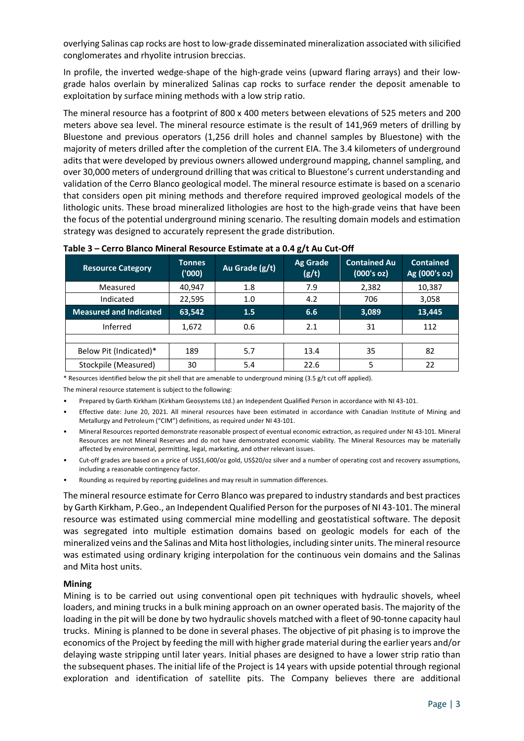overlying Salinas cap rocks are host to low-grade disseminated mineralization associated with silicified conglomerates and rhyolite intrusion breccias.

In profile, the inverted wedge-shape of the high-grade veins (upward flaring arrays) and their low-grade halos overlain by mineralized Salinas cap rocks to surface render the deposit amenable to exploitation by surface mining methods with a low strip ratio.

The mineral resource has a footprint of 800 x 400 meters between elevations of 525 meters and 200 meters above sea level. The mineral resource estimate is the result of 141,969 meters of drilling by Bluestone and previous operators (1,256 drill holes and channel samples by Bluestone) with the majority of meters drilled after the completion of the current EIA. The 3.4 kilometers of underground adits that were developed by previous owners allowed underground mapping, channel sampling, and over 30,000 meters of underground drilling that was critical to Bluestone's current understanding and validation of the Cerro Blanco geological model. The mineral resource estimate is based on a scenario that considers open pit mining methods and therefore required improved geological models of the lithologic units. These broad mineralized lithologies are host to the high-grade veins that have been the focus of the potential underground mining scenario. The resulting domain models and estimation strategy was designed to accurately represent the grade distribution.

**Table 3 – Cerro Blanco Mineral Resource Estimate at a 0.4 g/t Au Cut-Off**

| Resource Category | Tonnes ('000) | Au Grade (g/t) | Ag Grade (g/t) | Contained Au (000's oz) | Contained Ag (000's oz) |
|---|---|---|---|---|---|
| Measured | 40,947 | 1.8 | 7.9 | 2,382 | 10,387 |
| Indicated | 22,595 | 1.0 | 4.2 | 706 | 3,058 |
| **Measured and Indicated** | **63,542** | **1.5** | **6.6** | **3,089** | **13,445** |
| Inferred | 1,672 | 0.6 | 2.1 | 31 | 112 |
| | | | | | |
| Below Pit (Indicated)* | 189 | 5.7 | 13.4 | 35 | 82 |
| Stockpile (Measured) | 30 | 5.4 | 22.6 | 5 | 22 |

\* Resources identified below the pit shell that are amenable to underground mining (3.5 g/t cut off applied).

The mineral resource statement is subject to the following:

- Prepared by Garth Kirkham (Kirkham Geosystems Ltd.) an Independent Qualified Person in accordance with NI 43-101.
- Effective date: June 20, 2021. All mineral resources have been estimated in accordance with Canadian Institute of Mining and Metallurgy and Petroleum ("CIM") definitions, as required under NI 43-101.
- Mineral Resources reported demonstrate reasonable prospect of eventual economic extraction, as required under NI 43-101. Mineral Resources are not Mineral Reserves and do not have demonstrated economic viability. The Mineral Resources may be materially affected by environmental, permitting, legal, marketing, and other relevant issues.
- Cut-off grades are based on a price of US$1,600/oz gold, US$20/oz silver and a number of operating cost and recovery assumptions, including a reasonable contingency factor.
- Rounding as required by reporting guidelines and may result in summation differences.

The mineral resource estimate for Cerro Blanco was prepared to industry standards and best practices by Garth Kirkham, P.Geo., an Independent Qualified Person for the purposes of NI 43-101. The mineral resource was estimated using commercial mine modelling and geostatistical software. The deposit was segregated into multiple estimation domains based on geologic models for each of the mineralized veins and the Salinas and Mita host lithologies, including sinter units. The mineral resource was estimated using ordinary kriging interpolation for the continuous vein domains and the Salinas and Mita host units.

**Mining**

Mining is to be carried out using conventional open pit techniques with hydraulic shovels, wheel loaders, and mining trucks in a bulk mining approach on an owner operated basis. The majority of the loading in the pit will be done by two hydraulic shovels matched with a fleet of 90-tonne capacity haul trucks. Mining is planned to be done in several phases. The objective of pit phasing is to improve the economics of the Project by feeding the mill with higher grade material during the earlier years and/or delaying waste stripping until later years. Initial phases are designed to have a lower strip ratio than the subsequent phases. The initial life of the Project is 14 years with upside potential through regional exploration and identification of satellite pits. The Company believes there are additional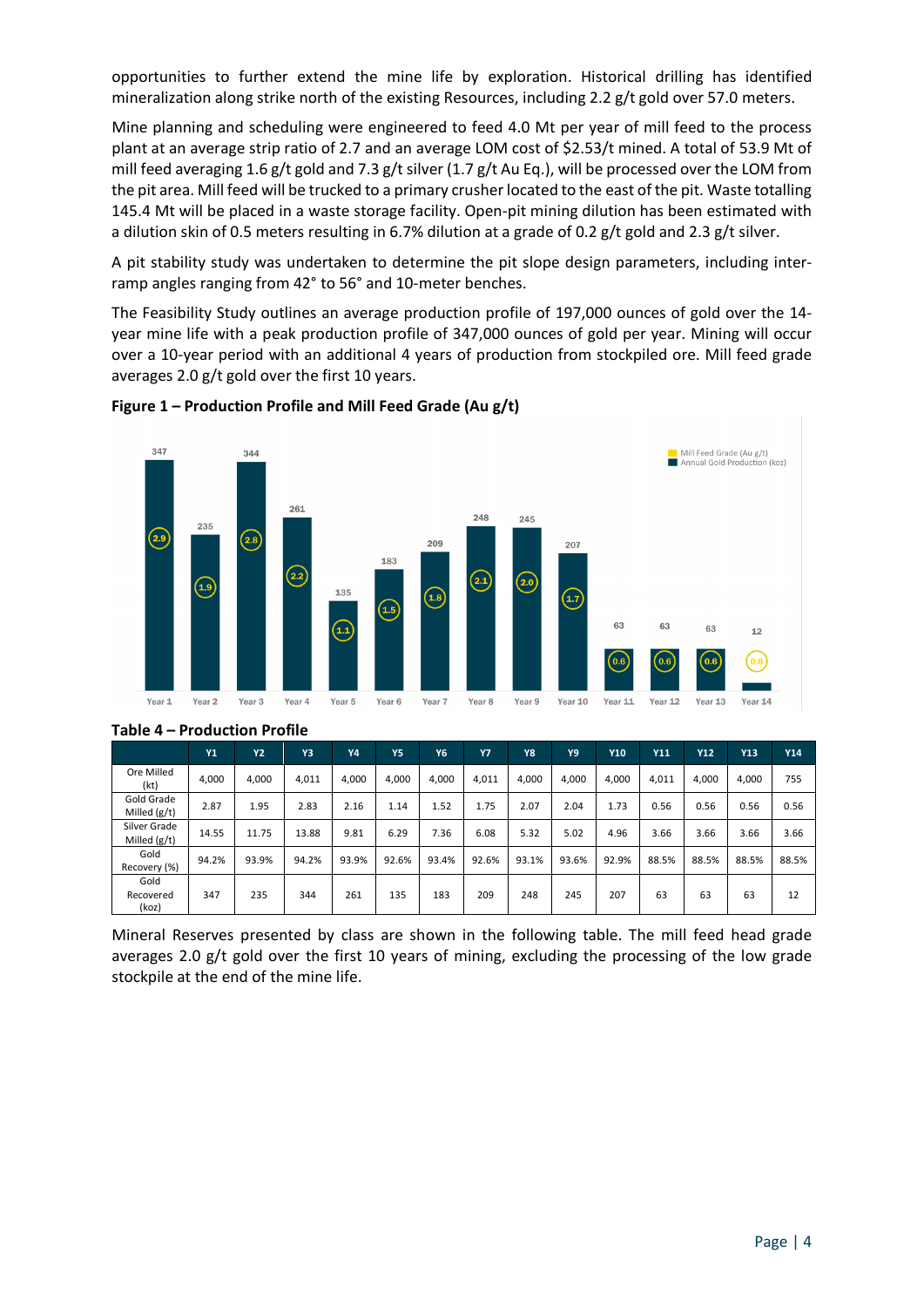opportunities to further extend the mine life by exploration. Historical drilling has identified mineralization along strike north of the existing Resources, including 2.2 g/t gold over 57.0 meters.

Mine planning and scheduling were engineered to feed 4.0 Mt per year of mill feed to the process plant at an average strip ratio of 2.7 and an average LOM cost of $2.53/t mined. A total of 53.9 Mt of mill feed averaging 1.6 g/t gold and 7.3 g/t silver (1.7 g/t Au Eq.), will be processed over the LOM from the pit area. Mill feed will be trucked to a primary crusher located to the east of the pit. Waste totalling 145.4 Mt will be placed in a waste storage facility. Open-pit mining dilution has been estimated with a dilution skin of 0.5 meters resulting in 6.7% dilution at a grade of 0.2 g/t gold and 2.3 g/t silver.

A pit stability study was undertaken to determine the pit slope design parameters, including inter-ramp angles ranging from 42° to 56° and 10-meter benches.

The Feasibility Study outlines an average production profile of 197,000 ounces of gold over the 14-year mine life with a peak production profile of 347,000 ounces of gold per year. Mining will occur over a 10-year period with an additional 4 years of production from stockpiled ore. Mill feed grade averages 2.0 g/t gold over the first 10 years.

**Figure 1 – Production Profile and Mill Feed Grade (Au g/t)**

| | Year 1 | Year 2 | Year 3 | Year 4 | Year 5 | Year 6 | Year 7 | Year 8 | Year 9 | Year 10 | Year 11 | Year 12 | Year 13 | Year 14 |
|---|---|---|---|---|---|---|---|---|---|---|---|---|---|---|
| Annual Gold Production (koz) | 347 | 235 | 344 | 261 | 135 | 183 | 209 | 248 | 245 | 207 | 63 | 63 | 63 | 12 |
| Mill Feed Grade (Au g/t) | 2.9 | 1.9 | 2.8 | 2.2 | 1.1 | 1.5 | 1.8 | 2.1 | 2.0 | 1.7 | 0.6 | 0.6 | 0.6 | 0.6 |

**Table 4 – Production Profile**

| | Y1 | Y2 | Y3 | Y4 | Y5 | Y6 | Y7 | Y8 | Y9 | Y10 | Y11 | Y12 | Y13 | Y14 |
|---|---|---|---|---|---|---|---|---|---|---|---|---|---|---|
| Ore Milled (kt) | 4,000 | 4,000 | 4,011 | 4,000 | 4,000 | 4,000 | 4,011 | 4,000 | 4,000 | 4,000 | 4,011 | 4,000 | 4,000 | 755 |
| Gold Grade Milled (g/t) | 2.87 | 1.95 | 2.83 | 2.16 | 1.14 | 1.52 | 1.75 | 2.07 | 2.04 | 1.73 | 0.56 | 0.56 | 0.56 | 0.56 |
| Silver Grade Milled (g/t) | 14.55 | 11.75 | 13.88 | 9.81 | 6.29 | 7.36 | 6.08 | 5.32 | 5.02 | 4.96 | 3.66 | 3.66 | 3.66 | 3.66 |
| Gold Recovery (%) | 94.2% | 93.9% | 94.2% | 93.9% | 92.6% | 93.4% | 92.6% | 93.1% | 93.6% | 92.9% | 88.5% | 88.5% | 88.5% | 88.5% |
| Gold Recovered (koz) | 347 | 235 | 344 | 261 | 135 | 183 | 209 | 248 | 245 | 207 | 63 | 63 | 63 | 12 |

Mineral Reserves presented by class are shown in the following table. The mill feed head grade averages 2.0 g/t gold over the first 10 years of mining, excluding the processing of the low grade stockpile at the end of the mine life.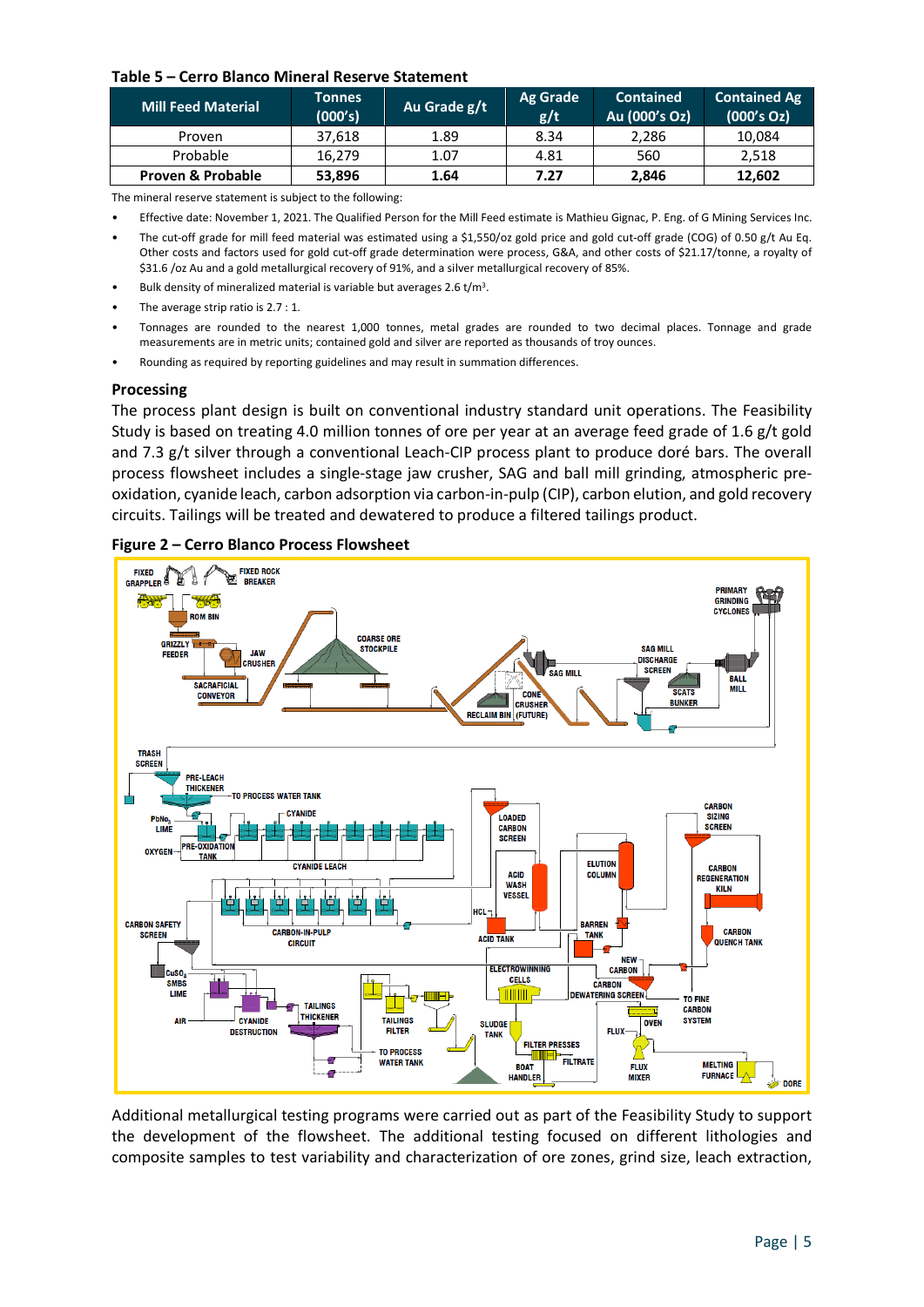**Table 5 – Cerro Blanco Mineral Reserve Statement**

| Mill Feed Material | Tonnes (000's) | Au Grade g/t | Ag Grade g/t | Contained Au (000's Oz) | Contained Ag (000's Oz) |
|---|---|---|---|---|---|
| Proven | 37,618 | 1.89 | 8.34 | 2,286 | 10,084 |
| Probable | 16,279 | 1.07 | 4.81 | 560 | 2,518 |
| **Proven & Probable** | **53,896** | **1.64** | **7.27** | **2,846** | **12,602** |

The mineral reserve statement is subject to the following:

- Effective date: November 1, 2021. The Qualified Person for the Mill Feed estimate is Mathieu Gignac, P. Eng. of G Mining Services Inc.
- The cut-off grade for mill feed material was estimated using a $1,550/oz gold price and gold cut-off grade (COG) of 0.50 g/t Au Eq. Other costs and factors used for gold cut-off grade determination were process, G&A, and other costs of $21.17/tonne, a royalty of $31.6 /oz Au and a gold metallurgical recovery of 91%, and a silver metallurgical recovery of 85%.
- Bulk density of mineralized material is variable but averages 2.6 t/m$^3$.
- The average strip ratio is 2.7 : 1.
- Tonnages are rounded to the nearest 1,000 tonnes, metal grades are rounded to two decimal places. Tonnage and grade measurements are in metric units; contained gold and silver are reported as thousands of troy ounces.
- Rounding as required by reporting guidelines and may result in summation differences.

## Processing

The process plant design is built on conventional industry standard unit operations. The Feasibility Study is based on treating 4.0 million tonnes of ore per year at an average feed grade of 1.6 g/t gold and 7.3 g/t silver through a conventional Leach-CIP process plant to produce doré bars. The overall process flowsheet includes a single-stage jaw crusher, SAG and ball mill grinding, atmospheric pre-oxidation, cyanide leach, carbon adsorption via carbon-in-pulp (CIP), carbon elution, and gold recovery circuits. Tailings will be treated and dewatered to produce a filtered tailings product.

**Figure 2 – Cerro Blanco Process Flowsheet**

Additional metallurgical testing programs were carried out as part of the Feasibility Study to support the development of the flowsheet. The additional testing focused on different lithologies and composite samples to test variability and characterization of ore zones, grind size, leach extraction,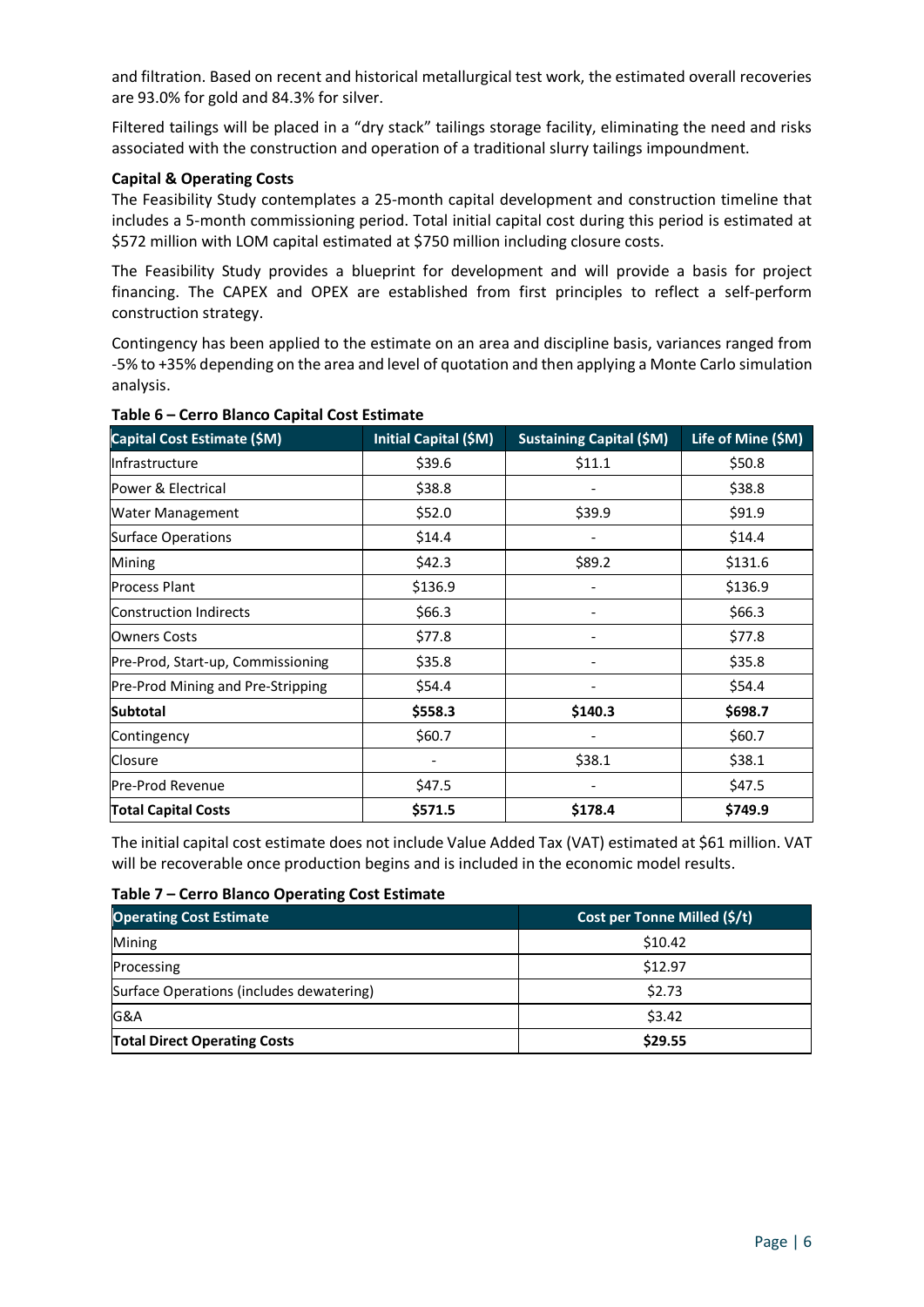and filtration. Based on recent and historical metallurgical test work, the estimated overall recoveries are 93.0% for gold and 84.3% for silver.

Filtered tailings will be placed in a "dry stack" tailings storage facility, eliminating the need and risks associated with the construction and operation of a traditional slurry tailings impoundment.

**Capital & Operating Costs**

The Feasibility Study contemplates a 25-month capital development and construction timeline that includes a 5-month commissioning period. Total initial capital cost during this period is estimated at $572 million with LOM capital estimated at $750 million including closure costs.

The Feasibility Study provides a blueprint for development and will provide a basis for project financing. The CAPEX and OPEX are established from first principles to reflect a self-perform construction strategy.

Contingency has been applied to the estimate on an area and discipline basis, variances ranged from -5% to +35% depending on the area and level of quotation and then applying a Monte Carlo simulation analysis.

**Table 6 – Cerro Blanco Capital Cost Estimate**

| Capital Cost Estimate ($M) | Initial Capital ($M) | Sustaining Capital ($M) | Life of Mine ($M) |
|---|---|---|---|
| Infrastructure | $39.6 | $11.1 | $50.8 |
| Power & Electrical | $38.8 | - | $38.8 |
| Water Management | $52.0 | $39.9 | $91.9 |
| Surface Operations | $14.4 | - | $14.4 |
| Mining | $42.3 | $89.2 | $131.6 |
| Process Plant | $136.9 | - | $136.9 |
| Construction Indirects | $66.3 | - | $66.3 |
| Owners Costs | $77.8 | - | $77.8 |
| Pre-Prod, Start-up, Commissioning | $35.8 | - | $35.8 |
| Pre-Prod Mining and Pre-Stripping | $54.4 | - | $54.4 |
| **Subtotal** | **$558.3** | **$140.3** | **$698.7** |
| Contingency | $60.7 | - | $60.7 |
| Closure | - | $38.1 | $38.1 |
| Pre-Prod Revenue | $47.5 | - | $47.5 |
| **Total Capital Costs** | **$571.5** | **$178.4** | **$749.9** |

The initial capital cost estimate does not include Value Added Tax (VAT) estimated at $61 million. VAT will be recoverable once production begins and is included in the economic model results.

**Table 7 – Cerro Blanco Operating Cost Estimate**

| Operating Cost Estimate | Cost per Tonne Milled ($/t) |
|---|---|
| Mining | $10.42 |
| Processing | $12.97 |
| Surface Operations (includes dewatering) | $2.73 |
| G&A | $3.42 |
| **Total Direct Operating Costs** | **$29.55** |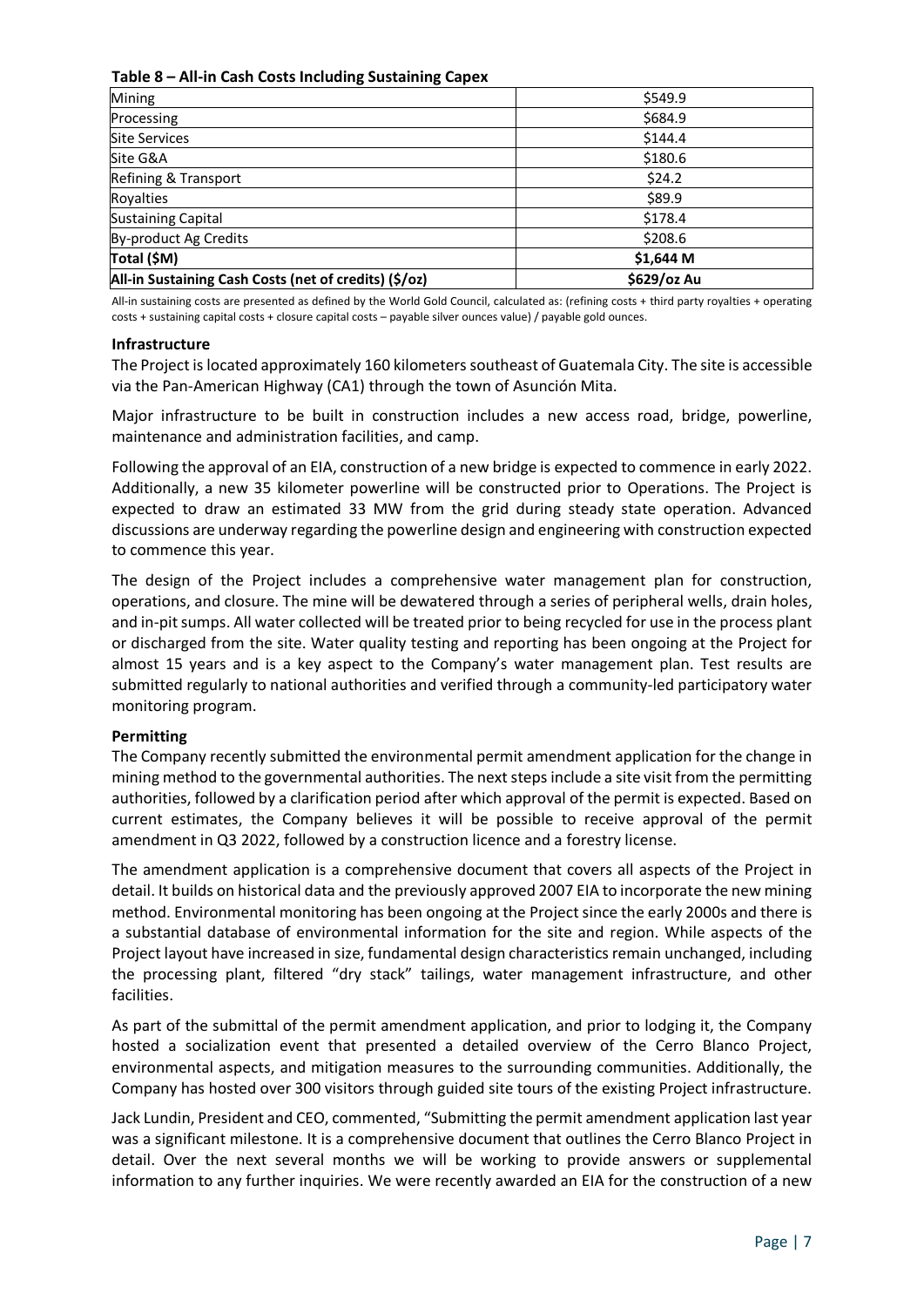**Table 8 – All-in Cash Costs Including Sustaining Capex**

| | |
|---|---|
| Mining | \$549.9 |
| Processing | \$684.9 |
| Site Services | \$144.4 |
| Site G&A | \$180.6 |
| Refining & Transport | \$24.2 |
| Royalties | \$89.9 |
| Sustaining Capital | \$178.4 |
| By-product Ag Credits | \$208.6 |
| **Total (\$M)** | **\$1,644 M** |
| **All-in Sustaining Cash Costs (net of credits) (\$/oz)** | **\$629/oz Au** |

All-in sustaining costs are presented as defined by the World Gold Council, calculated as: (refining costs + third party royalties + operating costs + sustaining capital costs + closure capital costs – payable silver ounces value) / payable gold ounces.

### Infrastructure

The Project is located approximately 160 kilometers southeast of Guatemala City. The site is accessible via the Pan-American Highway (CA1) through the town of Asunción Mita.

Major infrastructure to be built in construction includes a new access road, bridge, powerline, maintenance and administration facilities, and camp.

Following the approval of an EIA, construction of a new bridge is expected to commence in early 2022. Additionally, a new 35 kilometer powerline will be constructed prior to Operations. The Project is expected to draw an estimated 33 MW from the grid during steady state operation. Advanced discussions are underway regarding the powerline design and engineering with construction expected to commence this year.

The design of the Project includes a comprehensive water management plan for construction, operations, and closure. The mine will be dewatered through a series of peripheral wells, drain holes, and in-pit sumps. All water collected will be treated prior to being recycled for use in the process plant or discharged from the site. Water quality testing and reporting has been ongoing at the Project for almost 15 years and is a key aspect to the Company's water management plan. Test results are submitted regularly to national authorities and verified through a community-led participatory water monitoring program.

### Permitting

The Company recently submitted the environmental permit amendment application for the change in mining method to the governmental authorities. The next steps include a site visit from the permitting authorities, followed by a clarification period after which approval of the permit is expected. Based on current estimates, the Company believes it will be possible to receive approval of the permit amendment in Q3 2022, followed by a construction licence and a forestry license.

The amendment application is a comprehensive document that covers all aspects of the Project in detail. It builds on historical data and the previously approved 2007 EIA to incorporate the new mining method. Environmental monitoring has been ongoing at the Project since the early 2000s and there is a substantial database of environmental information for the site and region. While aspects of the Project layout have increased in size, fundamental design characteristics remain unchanged, including the processing plant, filtered "dry stack" tailings, water management infrastructure, and other facilities.

As part of the submittal of the permit amendment application, and prior to lodging it, the Company hosted a socialization event that presented a detailed overview of the Cerro Blanco Project, environmental aspects, and mitigation measures to the surrounding communities. Additionally, the Company has hosted over 300 visitors through guided site tours of the existing Project infrastructure.

Jack Lundin, President and CEO, commented, "Submitting the permit amendment application last year was a significant milestone. It is a comprehensive document that outlines the Cerro Blanco Project in detail. Over the next several months we will be working to provide answers or supplemental information to any further inquiries. We were recently awarded an EIA for the construction of a new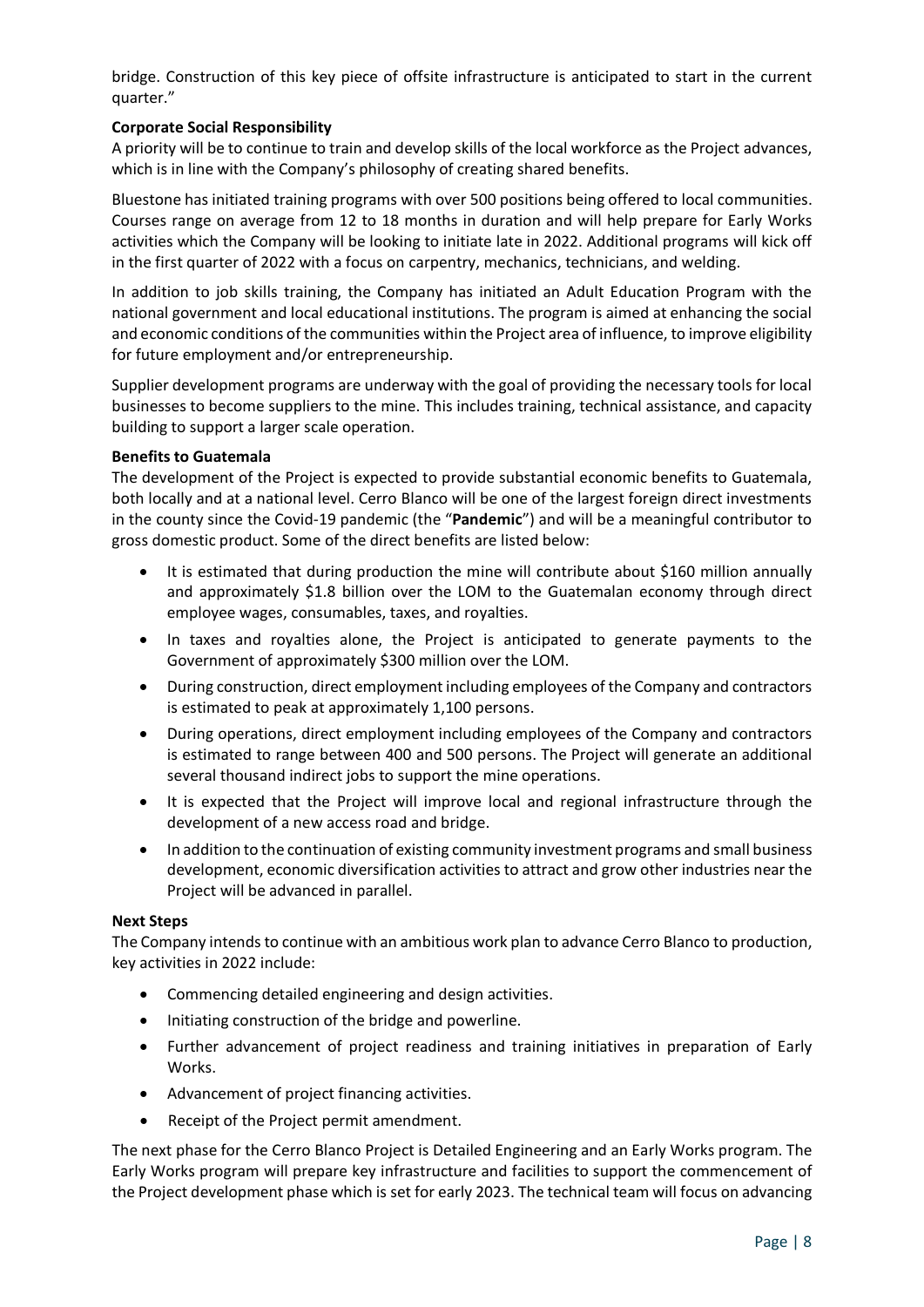bridge. Construction of this key piece of offsite infrastructure is anticipated to start in the current quarter."

**Corporate Social Responsibility**

A priority will be to continue to train and develop skills of the local workforce as the Project advances, which is in line with the Company's philosophy of creating shared benefits.

Bluestone has initiated training programs with over 500 positions being offered to local communities. Courses range on average from 12 to 18 months in duration and will help prepare for Early Works activities which the Company will be looking to initiate late in 2022. Additional programs will kick off in the first quarter of 2022 with a focus on carpentry, mechanics, technicians, and welding.

In addition to job skills training, the Company has initiated an Adult Education Program with the national government and local educational institutions. The program is aimed at enhancing the social and economic conditions of the communities within the Project area of influence, to improve eligibility for future employment and/or entrepreneurship.

Supplier development programs are underway with the goal of providing the necessary tools for local businesses to become suppliers to the mine. This includes training, technical assistance, and capacity building to support a larger scale operation.

**Benefits to Guatemala**

The development of the Project is expected to provide substantial economic benefits to Guatemala, both locally and at a national level. Cerro Blanco will be one of the largest foreign direct investments in the county since the Covid-19 pandemic (the "**Pandemic**") and will be a meaningful contributor to gross domestic product. Some of the direct benefits are listed below:

- It is estimated that during production the mine will contribute about $160 million annually and approximately $1.8 billion over the LOM to the Guatemalan economy through direct employee wages, consumables, taxes, and royalties.
- In taxes and royalties alone, the Project is anticipated to generate payments to the Government of approximately $300 million over the LOM.
- During construction, direct employment including employees of the Company and contractors is estimated to peak at approximately 1,100 persons.
- During operations, direct employment including employees of the Company and contractors is estimated to range between 400 and 500 persons. The Project will generate an additional several thousand indirect jobs to support the mine operations.
- It is expected that the Project will improve local and regional infrastructure through the development of a new access road and bridge.
- In addition to the continuation of existing community investment programs and small business development, economic diversification activities to attract and grow other industries near the Project will be advanced in parallel.

**Next Steps**

The Company intends to continue with an ambitious work plan to advance Cerro Blanco to production, key activities in 2022 include:

- Commencing detailed engineering and design activities.
- Initiating construction of the bridge and powerline.
- Further advancement of project readiness and training initiatives in preparation of Early Works.
- Advancement of project financing activities.
- Receipt of the Project permit amendment.

The next phase for the Cerro Blanco Project is Detailed Engineering and an Early Works program. The Early Works program will prepare key infrastructure and facilities to support the commencement of the Project development phase which is set for early 2023. The technical team will focus on advancing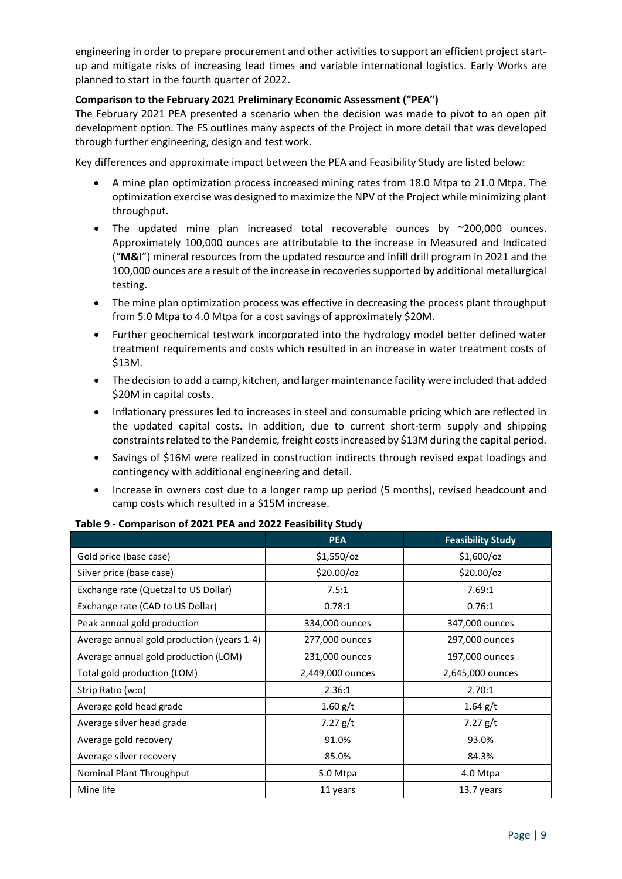engineering in order to prepare procurement and other activities to support an efficient project start-up and mitigate risks of increasing lead times and variable international logistics. Early Works are planned to start in the fourth quarter of 2022.

**Comparison to the February 2021 Preliminary Economic Assessment ("PEA")**

The February 2021 PEA presented a scenario when the decision was made to pivot to an open pit development option. The FS outlines many aspects of the Project in more detail that was developed through further engineering, design and test work.

Key differences and approximate impact between the PEA and Feasibility Study are listed below:

- A mine plan optimization process increased mining rates from 18.0 Mtpa to 21.0 Mtpa. The optimization exercise was designed to maximize the NPV of the Project while minimizing plant throughput.
- The updated mine plan increased total recoverable ounces by ~200,000 ounces. Approximately 100,000 ounces are attributable to the increase in Measured and Indicated ("**M&I**") mineral resources from the updated resource and infill drill program in 2021 and the 100,000 ounces are a result of the increase in recoveries supported by additional metallurgical testing.
- The mine plan optimization process was effective in decreasing the process plant throughput from 5.0 Mtpa to 4.0 Mtpa for a cost savings of approximately \$20M.
- Further geochemical testwork incorporated into the hydrology model better defined water treatment requirements and costs which resulted in an increase in water treatment costs of \$13M.
- The decision to add a camp, kitchen, and larger maintenance facility were included that added \$20M in capital costs.
- Inflationary pressures led to increases in steel and consumable pricing which are reflected in the updated capital costs. In addition, due to current short-term supply and shipping constraints related to the Pandemic, freight costs increased by \$13M during the capital period.
- Savings of \$16M were realized in construction indirects through revised expat loadings and contingency with additional engineering and detail.
- Increase in owners cost due to a longer ramp up period (5 months), revised headcount and camp costs which resulted in a \$15M increase.

**Table 9 - Comparison of 2021 PEA and 2022 Feasibility Study**

| | PEA | Feasibility Study |
|---|---|---|
| Gold price (base case) | \$1,550/oz | \$1,600/oz |
| Silver price (base case) | \$20.00/oz | \$20.00/oz |
| Exchange rate (Quetzal to US Dollar) | 7.5:1 | 7.69:1 |
| Exchange rate (CAD to US Dollar) | 0.78:1 | 0.76:1 |
| Peak annual gold production | 334,000 ounces | 347,000 ounces |
| Average annual gold production (years 1-4) | 277,000 ounces | 297,000 ounces |
| Average annual gold production (LOM) | 231,000 ounces | 197,000 ounces |
| Total gold production (LOM) | 2,449,000 ounces | 2,645,000 ounces |
| Strip Ratio (w:o) | 2.36:1 | 2.70:1 |
| Average gold head grade | 1.60 g/t | 1.64 g/t |
| Average silver head grade | 7.27 g/t | 7.27 g/t |
| Average gold recovery | 91.0% | 93.0% |
| Average silver recovery | 85.0% | 84.3% |
| Nominal Plant Throughput | 5.0 Mtpa | 4.0 Mtpa |
| Mine life | 11 years | 13.7 years |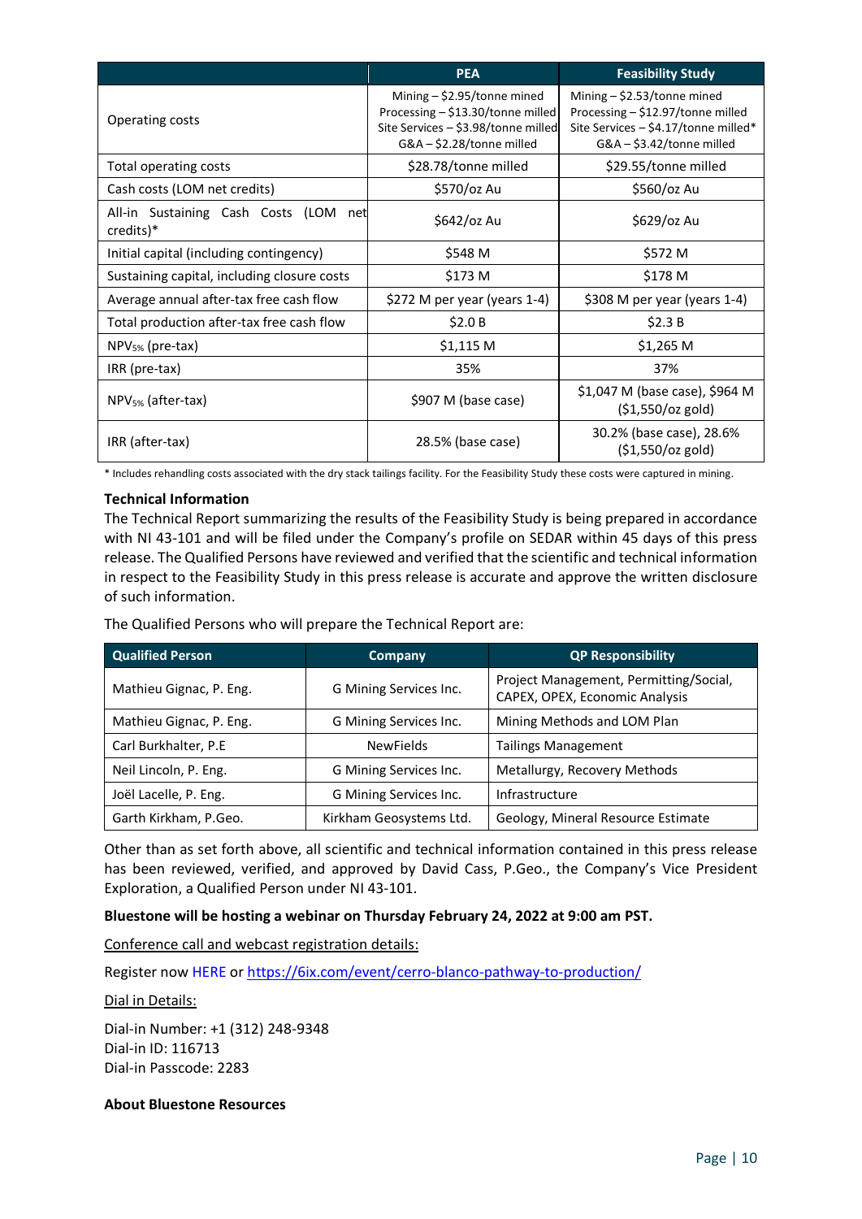| | PEA | Feasibility Study |
|---|---|---|
| Operating costs | Mining – $2.95/tonne mined<br>Processing – $13.30/tonne milled<br>Site Services – $3.98/tonne milled<br>G&A – $2.28/tonne milled | Mining – $2.53/tonne mined<br>Processing – $12.97/tonne milled<br>Site Services – $4.17/tonne milled*<br>G&A – $3.42/tonne milled |
| Total operating costs | $28.78/tonne milled | $29.55/tonne milled |
| Cash costs (LOM net credits) | $570/oz Au | $560/oz Au |
| All-in Sustaining Cash Costs (LOM net credits)* | $642/oz Au | $629/oz Au |
| Initial capital (including contingency) | $548 M | $572 M |
| Sustaining capital, including closure costs | $173 M | $178 M |
| Average annual after-tax free cash flow | $272 M per year (years 1-4) | $308 M per year (years 1-4) |
| Total production after-tax free cash flow | $2.0 B | $2.3 B |
| $NPV_{5\%}$ (pre-tax) | $1,115 M | $1,265 M |
| IRR (pre-tax) | 35% | 37% |
| $NPV_{5\%}$ (after-tax) | $907 M (base case) | $1,047 M (base case), $964 M ($1,550/oz gold) |
| IRR (after-tax) | 28.5% (base case) | 30.2% (base case), 28.6% ($1,550/oz gold) |

* Includes rehandling costs associated with the dry stack tailings facility. For the Feasibility Study these costs were captured in mining.

**Technical Information**

The Technical Report summarizing the results of the Feasibility Study is being prepared in accordance with NI 43-101 and will be filed under the Company's profile on SEDAR within 45 days of this press release. The Qualified Persons have reviewed and verified that the scientific and technical information in respect to the Feasibility Study in this press release is accurate and approve the written disclosure of such information.

The Qualified Persons who will prepare the Technical Report are:

| Qualified Person | Company | QP Responsibility |
|---|---|---|
| Mathieu Gignac, P. Eng. | G Mining Services Inc. | Project Management, Permitting/Social, CAPEX, OPEX, Economic Analysis |
| Mathieu Gignac, P. Eng. | G Mining Services Inc. | Mining Methods and LOM Plan |
| Carl Burkhalter, P.E | NewFields | Tailings Management |
| Neil Lincoln, P. Eng. | G Mining Services Inc. | Metallurgy, Recovery Methods |
| Joël Lacelle, P. Eng. | G Mining Services Inc. | Infrastructure |
| Garth Kirkham, P.Geo. | Kirkham Geosystems Ltd. | Geology, Mineral Resource Estimate |

Other than as set forth above, all scientific and technical information contained in this press release has been reviewed, verified, and approved by David Cass, P.Geo., the Company's Vice President Exploration, a Qualified Person under NI 43-101.

**Bluestone will be hosting a webinar on Thursday February 24, 2022 at 9:00 am PST.**

Conference call and webcast registration details:

Register now HERE or https://6ix.com/event/cerro-blanco-pathway-to-production/

Dial in Details:

Dial-in Number: +1 (312) 248-9348
Dial-in ID: 116713
Dial-in Passcode: 2283

**About Bluestone Resources**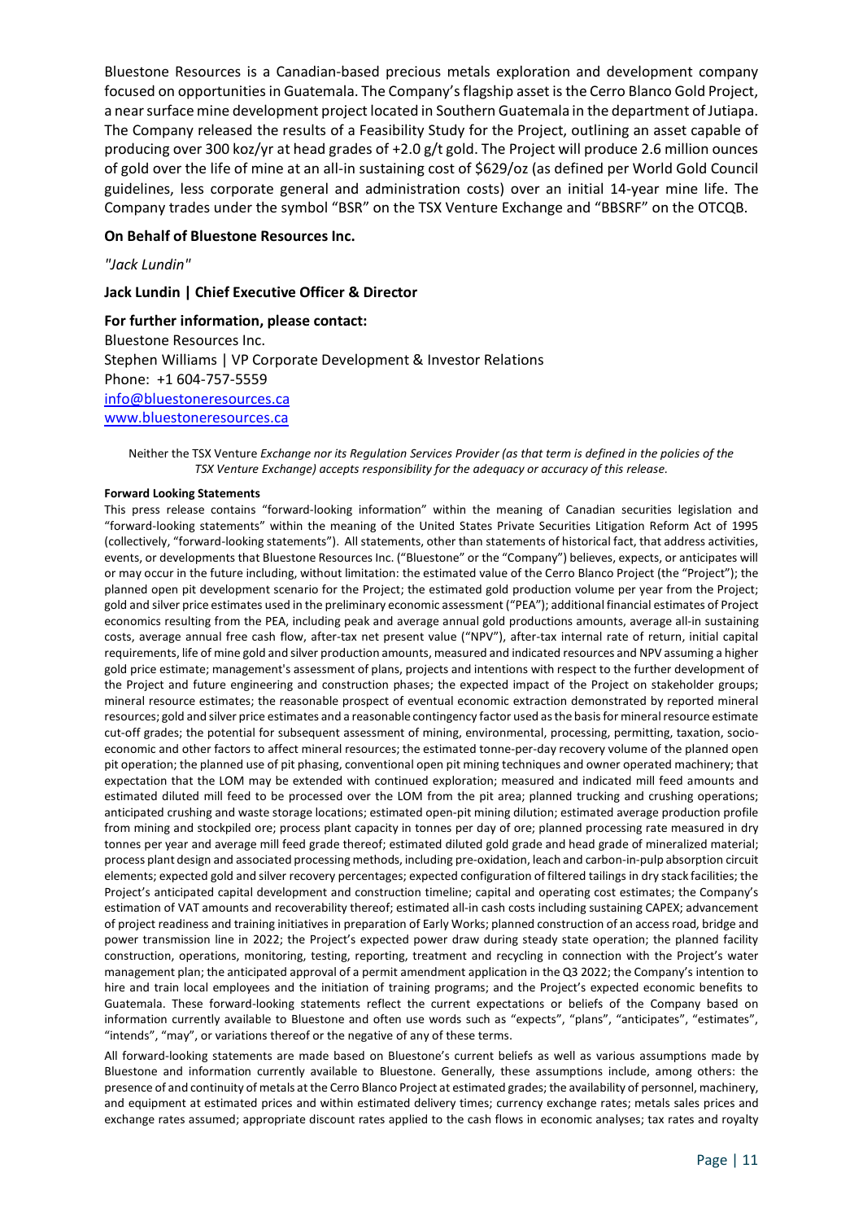Bluestone Resources is a Canadian-based precious metals exploration and development company focused on opportunities in Guatemala. The Company's flagship asset is the Cerro Blanco Gold Project, a near surface mine development project located in Southern Guatemala in the department of Jutiapa. The Company released the results of a Feasibility Study for the Project, outlining an asset capable of producing over 300 koz/yr at head grades of +2.0 g/t gold. The Project will produce 2.6 million ounces of gold over the life of mine at an all-in sustaining cost of $629/oz (as defined per World Gold Council guidelines, less corporate general and administration costs) over an initial 14-year mine life. The Company trades under the symbol "BSR" on the TSX Venture Exchange and "BBSRF" on the OTCQB.

**On Behalf of Bluestone Resources Inc.**

*"Jack Lundin"*

**Jack Lundin | Chief Executive Officer & Director**

**For further information, please contact:**
Bluestone Resources Inc.
Stephen Williams | VP Corporate Development & Investor Relations
Phone: +1 604-757-5559
info@bluestoneresources.ca
www.bluestoneresources.ca

Neither the TSX Venture *Exchange nor its Regulation Services Provider (as that term is defined in the policies of the TSX Venture Exchange) accepts responsibility for the adequacy or accuracy of this release.*

**Forward Looking Statements**

This press release contains "forward-looking information" within the meaning of Canadian securities legislation and "forward-looking statements" within the meaning of the United States Private Securities Litigation Reform Act of 1995 (collectively, "forward-looking statements"). All statements, other than statements of historical fact, that address activities, events, or developments that Bluestone Resources Inc. ("Bluestone" or the "Company") believes, expects, or anticipates will or may occur in the future including, without limitation: the estimated value of the Cerro Blanco Project (the "Project"); the planned open pit development scenario for the Project; the estimated gold production volume per year from the Project; gold and silver price estimates used in the preliminary economic assessment ("PEA"); additional financial estimates of Project economics resulting from the PEA, including peak and average annual gold productions amounts, average all-in sustaining costs, average annual free cash flow, after-tax net present value ("NPV"), after-tax internal rate of return, initial capital requirements, life of mine gold and silver production amounts, measured and indicated resources and NPV assuming a higher gold price estimate; management's assessment of plans, projects and intentions with respect to the further development of the Project and future engineering and construction phases; the expected impact of the Project on stakeholder groups; mineral resource estimates; the reasonable prospect of eventual economic extraction demonstrated by reported mineral resources; gold and silver price estimates and a reasonable contingency factor used as the basis for mineral resource estimate cut-off grades; the potential for subsequent assessment of mining, environmental, processing, permitting, taxation, socio-economic and other factors to affect mineral resources; the estimated tonne-per-day recovery volume of the planned open pit operation; the planned use of pit phasing, conventional open pit mining techniques and owner operated machinery; that expectation that the LOM may be extended with continued exploration; measured and indicated mill feed amounts and estimated diluted mill feed to be processed over the LOM from the pit area; planned trucking and crushing operations; anticipated crushing and waste storage locations; estimated open-pit mining dilution; estimated average production profile from mining and stockpiled ore; process plant capacity in tonnes per day of ore; planned processing rate measured in dry tonnes per year and average mill feed grade thereof; estimated diluted gold grade and head grade of mineralized material; process plant design and associated processing methods, including pre-oxidation, leach and carbon-in-pulp absorption circuit elements; expected gold and silver recovery percentages; expected configuration of filtered tailings in dry stack facilities; the Project's anticipated capital development and construction timeline; capital and operating cost estimates; the Company's estimation of VAT amounts and recoverability thereof; estimated all-in cash costs including sustaining CAPEX; advancement of project readiness and training initiatives in preparation of Early Works; planned construction of an access road, bridge and power transmission line in 2022; the Project's expected power draw during steady state operation; the planned facility construction, operations, monitoring, testing, reporting, treatment and recycling in connection with the Project's water management plan; the anticipated approval of a permit amendment application in the Q3 2022; the Company's intention to hire and train local employees and the initiation of training programs; and the Project's expected economic benefits to Guatemala. These forward-looking statements reflect the current expectations or beliefs of the Company based on information currently available to Bluestone and often use words such as "expects", "plans", "anticipates", "estimates", "intends", "may", or variations thereof or the negative of any of these terms.

All forward-looking statements are made based on Bluestone's current beliefs as well as various assumptions made by Bluestone and information currently available to Bluestone. Generally, these assumptions include, among others: the presence of and continuity of metals at the Cerro Blanco Project at estimated grades; the availability of personnel, machinery, and equipment at estimated prices and within estimated delivery times; currency exchange rates; metals sales prices and exchange rates assumed; appropriate discount rates applied to the cash flows in economic analyses; tax rates and royalty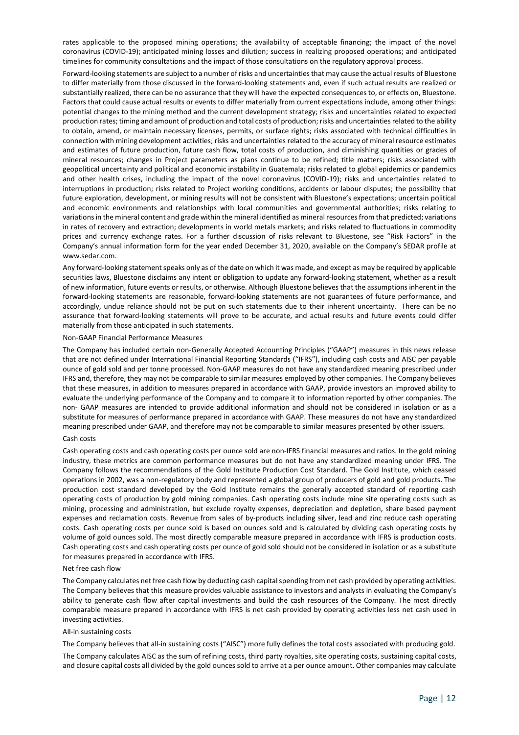rates applicable to the proposed mining operations; the availability of acceptable financing; the impact of the novel coronavirus (COVID-19); anticipated mining losses and dilution; success in realizing proposed operations; and anticipated timelines for community consultations and the impact of those consultations on the regulatory approval process.

Forward-looking statements are subject to a number of risks and uncertainties that may cause the actual results of Bluestone to differ materially from those discussed in the forward-looking statements and, even if such actual results are realized or substantially realized, there can be no assurance that they will have the expected consequences to, or effects on, Bluestone. Factors that could cause actual results or events to differ materially from current expectations include, among other things: potential changes to the mining method and the current development strategy; risks and uncertainties related to expected production rates; timing and amount of production and total costs of production; risks and uncertainties related to the ability to obtain, amend, or maintain necessary licenses, permits, or surface rights; risks associated with technical difficulties in connection with mining development activities; risks and uncertainties related to the accuracy of mineral resource estimates and estimates of future production, future cash flow, total costs of production, and diminishing quantities or grades of mineral resources; changes in Project parameters as plans continue to be refined; title matters; risks associated with geopolitical uncertainty and political and economic instability in Guatemala; risks related to global epidemics or pandemics and other health crises, including the impact of the novel coronavirus (COVID-19); risks and uncertainties related to interruptions in production; risks related to Project working conditions, accidents or labour disputes; the possibility that future exploration, development, or mining results will not be consistent with Bluestone's expectations; uncertain political and economic environments and relationships with local communities and governmental authorities; risks relating to variations in the mineral content and grade within the mineral identified as mineral resources from that predicted; variations in rates of recovery and extraction; developments in world metals markets; and risks related to fluctuations in commodity prices and currency exchange rates. For a further discussion of risks relevant to Bluestone, see "Risk Factors" in the Company's annual information form for the year ended December 31, 2020, available on the Company's SEDAR profile at www.sedar.com.

Any forward-looking statement speaks only as of the date on which it was made, and except as may be required by applicable securities laws, Bluestone disclaims any intent or obligation to update any forward-looking statement, whether as a result of new information, future events or results, or otherwise. Although Bluestone believes that the assumptions inherent in the forward-looking statements are reasonable, forward-looking statements are not guarantees of future performance, and accordingly, undue reliance should not be put on such statements due to their inherent uncertainty. There can be no assurance that forward-looking statements will prove to be accurate, and actual results and future events could differ materially from those anticipated in such statements.

### Non-GAAP Financial Performance Measures

The Company has included certain non-Generally Accepted Accounting Principles ("GAAP") measures in this news release that are not defined under International Financial Reporting Standards ("IFRS"), including cash costs and AISC per payable ounce of gold sold and per tonne processed. Non-GAAP measures do not have any standardized meaning prescribed under IFRS and, therefore, they may not be comparable to similar measures employed by other companies. The Company believes that these measures, in addition to measures prepared in accordance with GAAP, provide investors an improved ability to evaluate the underlying performance of the Company and to compare it to information reported by other companies. The non- GAAP measures are intended to provide additional information and should not be considered in isolation or as a substitute for measures of performance prepared in accordance with GAAP. These measures do not have any standardized meaning prescribed under GAAP, and therefore may not be comparable to similar measures presented by other issuers.

### Cash costs

Cash operating costs and cash operating costs per ounce sold are non-IFRS financial measures and ratios. In the gold mining industry, these metrics are common performance measures but do not have any standardized meaning under IFRS. The Company follows the recommendations of the Gold Institute Production Cost Standard. The Gold Institute, which ceased operations in 2002, was a non-regulatory body and represented a global group of producers of gold and gold products. The production cost standard developed by the Gold Institute remains the generally accepted standard of reporting cash operating costs of production by gold mining companies. Cash operating costs include mine site operating costs such as mining, processing and administration, but exclude royalty expenses, depreciation and depletion, share based payment expenses and reclamation costs. Revenue from sales of by-products including silver, lead and zinc reduce cash operating costs. Cash operating costs per ounce sold is based on ounces sold and is calculated by dividing cash operating costs by volume of gold ounces sold. The most directly comparable measure prepared in accordance with IFRS is production costs. Cash operating costs and cash operating costs per ounce of gold sold should not be considered in isolation or as a substitute for measures prepared in accordance with IFRS.

### Net free cash flow

The Company calculates net free cash flow by deducting cash capital spending from net cash provided by operating activities. The Company believes that this measure provides valuable assistance to investors and analysts in evaluating the Company's ability to generate cash flow after capital investments and build the cash resources of the Company. The most directly comparable measure prepared in accordance with IFRS is net cash provided by operating activities less net cash used in investing activities.

### All-in sustaining costs

The Company believes that all-in sustaining costs ("AISC") more fully defines the total costs associated with producing gold.

The Company calculates AISC as the sum of refining costs, third party royalties, site operating costs, sustaining capital costs, and closure capital costs all divided by the gold ounces sold to arrive at a per ounce amount. Other companies may calculate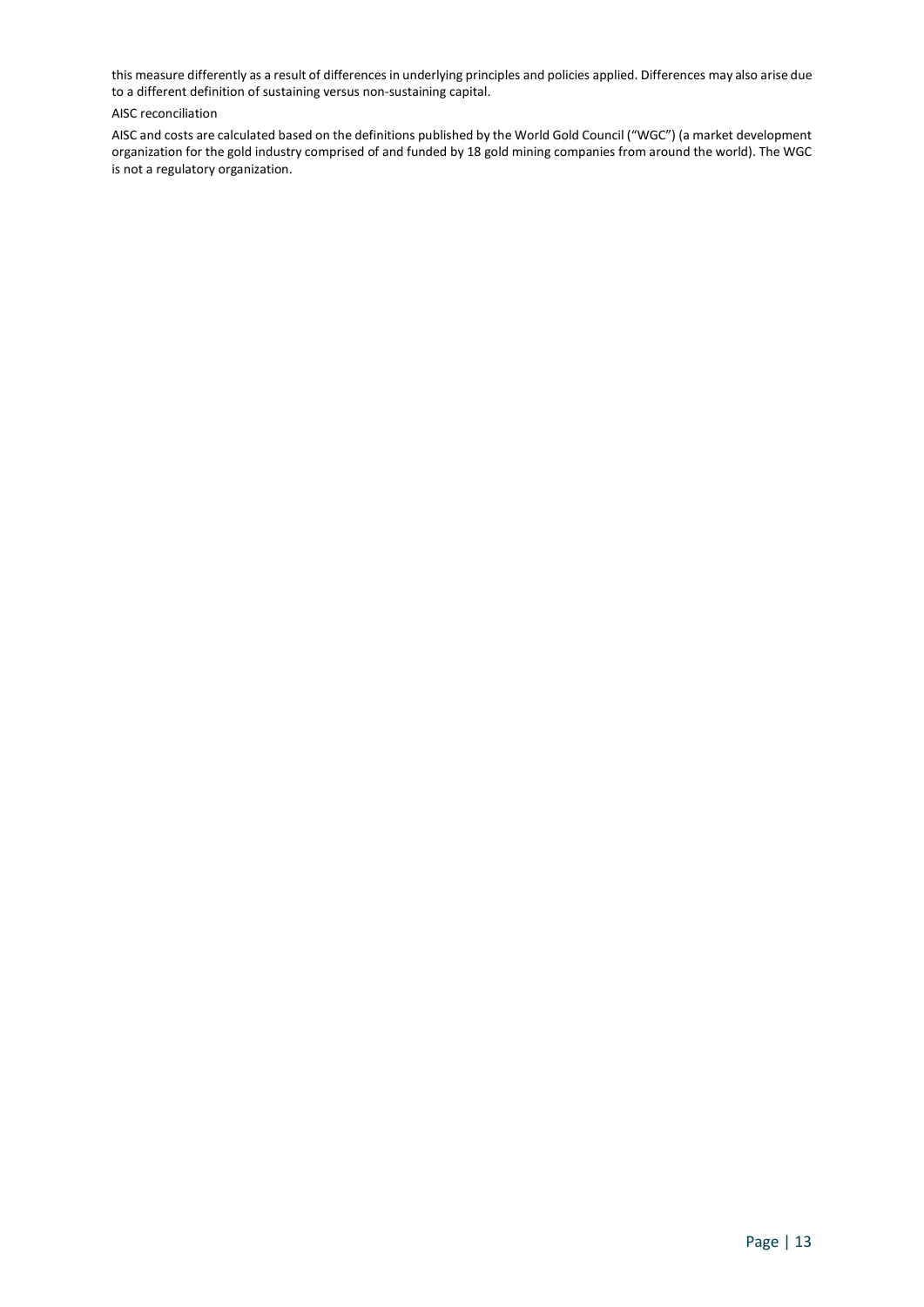this measure differently as a result of differences in underlying principles and policies applied. Differences may also arise due to a different definition of sustaining versus non-sustaining capital.

AISC reconciliation

AISC and costs are calculated based on the definitions published by the World Gold Council ("WGC") (a market development organization for the gold industry comprised of and funded by 18 gold mining companies from around the world). The WGC is not a regulatory organization.